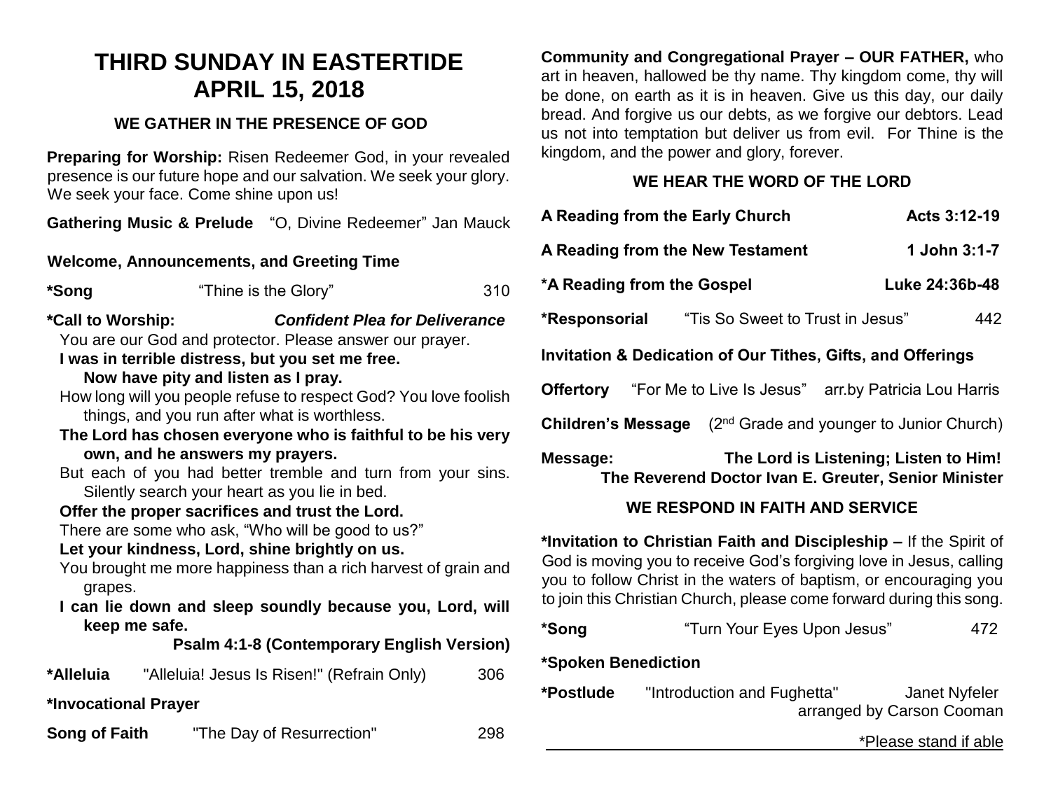# THIRD SUNDAY IN EASTERTIDE
# APRIL 15, 2018

## WE GATHER IN THE PRESENCE OF GOD

**Preparing for Worship:** Risen Redeemer God, in your revealed presence is our future hope and our salvation. We seek your glory. We seek your face. Come shine upon us!

**Gathering Music & Prelude** "O, Divine Redeemer" Jan Mauck

**Welcome, Announcements, and Greeting Time**

**\*Song** "Thine is the Glory" 310

**\*Call to Worship:** ***Confident Plea for Deliverance***

You are our God and protector. Please answer our prayer.

**I was in terrible distress, but you set me free.**
**Now have pity and listen as I pray.**

How long will you people refuse to respect God? You love foolish things, and you run after what is worthless.

**The Lord has chosen everyone who is faithful to be his very own, and he answers my prayers.**

But each of you had better tremble and turn from your sins. Silently search your heart as you lie in bed.

**Offer the proper sacrifices and trust the Lord.**

There are some who ask, "Who will be good to us?"

**Let your kindness, Lord, shine brightly on us.**

You brought me more happiness than a rich harvest of grain and grapes.

**I can lie down and sleep soundly because you, Lord, will keep me safe.**

**Psalm 4:1-8 (Contemporary English Version)**

**\*Alleluia** "Alleluia! Jesus Is Risen!" (Refrain Only) 306

**\*Invocational Prayer**

**Song of Faith** "The Day of Resurrection" 298

**Community and Congregational Prayer – OUR FATHER,** who art in heaven, hallowed be thy name. Thy kingdom come, thy will be done, on earth as it is in heaven. Give us this day, our daily bread. And forgive us our debts, as we forgive our debtors. Lead us not into temptation but deliver us from evil. For Thine is the kingdom, and the power and glory, forever.

## WE HEAR THE WORD OF THE LORD

**A Reading from the Early Church** **Acts 3:12-19**

**A Reading from the New Testament** **1 John 3:1-7**

**\*A Reading from the Gospel** **Luke 24:36b-48**

**\*Responsorial** "Tis So Sweet to Trust in Jesus" 442

**Invitation & Dedication of Our Tithes, Gifts, and Offerings**

**Offertory** "For Me to Live Is Jesus" arr.by Patricia Lou Harris

**Children's Message** (2nd Grade and younger to Junior Church)

**Message:** **The Lord is Listening; Listen to Him!**
**The Reverend Doctor Ivan E. Greuter, Senior Minister**

## WE RESPOND IN FAITH AND SERVICE

**\*Invitation to Christian Faith and Discipleship –** If the Spirit of God is moving you to receive God's forgiving love in Jesus, calling you to follow Christ in the waters of baptism, or encouraging you to join this Christian Church, please come forward during this song.

**\*Song** "Turn Your Eyes Upon Jesus" 472

**\*Spoken Benediction**

**\*Postlude** "Introduction and Fughetta" Janet Nyfeler
arranged by Carson Cooman

\*Please stand if able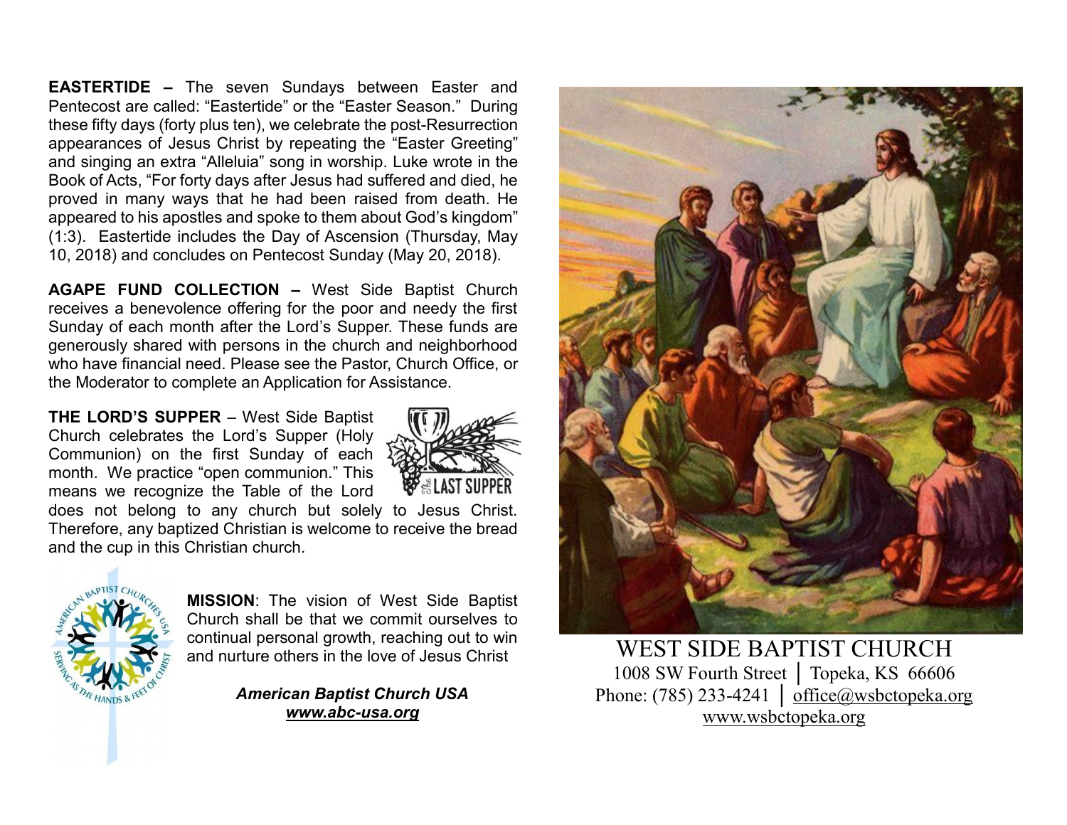**EASTERTIDE –** The seven Sundays between Easter and Pentecost are called: "Eastertide" or the "Easter Season." During these fifty days (forty plus ten), we celebrate the post-Resurrection appearances of Jesus Christ by repeating the "Easter Greeting" and singing an extra "Alleluia" song in worship. Luke wrote in the Book of Acts, "For forty days after Jesus had suffered and died, he proved in many ways that he had been raised from death. He appeared to his apostles and spoke to them about God's kingdom" (1:3). Eastertide includes the Day of Ascension (Thursday, May 10, 2018) and concludes on Pentecost Sunday (May 20, 2018).

**AGAPE FUND COLLECTION –** West Side Baptist Church receives a benevolence offering for the poor and needy the first Sunday of each month after the Lord's Supper. These funds are generously shared with persons in the church and neighborhood who have financial need. Please see the Pastor, Church Office, or the Moderator to complete an Application for Assistance.

**THE LORD'S SUPPER** – West Side Baptist Church celebrates the Lord's Supper (Holy Communion) on the first Sunday of each month. We practice "open communion." This means we recognize the Table of the Lord does not belong to any church but solely to Jesus Christ. Therefore, any baptized Christian is welcome to receive the bread and the cup in this Christian church.

**MISSION**: The vision of West Side Baptist Church shall be that we commit ourselves to continual personal growth, reaching out to win and nurture others in the love of Jesus Christ

***American Baptist Church USA***
***www.abc-usa.org***

WEST SIDE BAPTIST CHURCH
1008 SW Fourth Street | Topeka, KS 66606
Phone: (785) 233-4241 | office@wsbctopeka.org
www.wsbctopeka.org